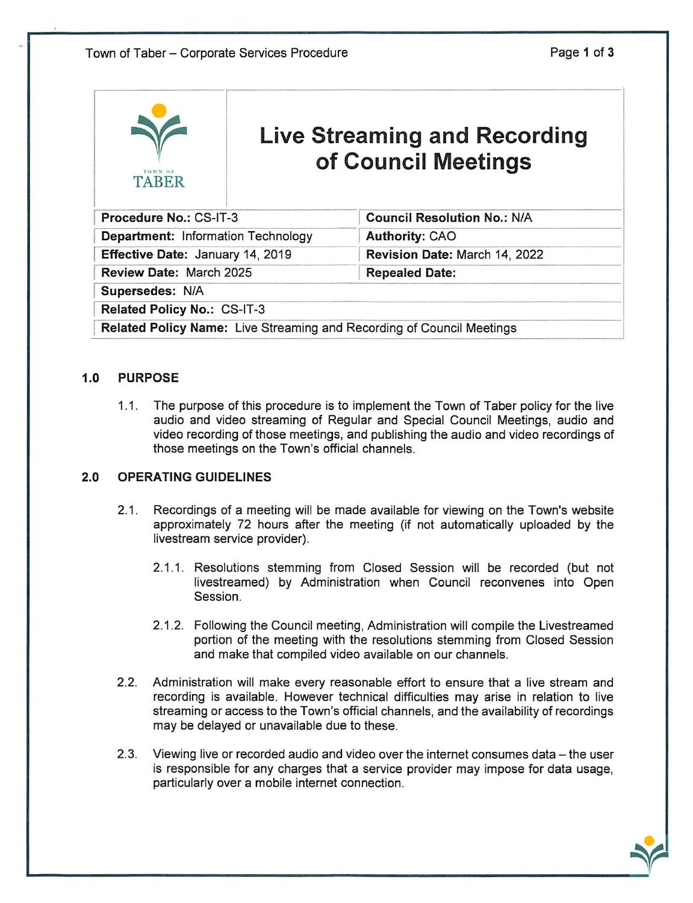# Live Streaming and Recording of Council Meetings

| | |
|---|---|
| **Procedure No.:** CS-IT-3 | **Council Resolution No.:** N/A |
| **Department:** Information Technology | **Authority:** CAO |
| **Effective Date:** January 14, 2019 | **Revision Date:** March 14, 2022 |
| **Review Date:** March 2025 | **Repealed Date:** |
| **Supersedes:** N/A | |
| **Related Policy No.:** CS-IT-3 | |
| **Related Policy Name:** Live Streaming and Recording of Council Meetings | |

## 1.0 PURPOSE

1.1. The purpose of this procedure is to implement the Town of Taber policy for the live audio and video streaming of Regular and Special Council Meetings, audio and video recording of those meetings, and publishing the audio and video recordings of those meetings on the Town's official channels.

## 2.0 OPERATING GUIDELINES

2.1. Recordings of a meeting will be made available for viewing on the Town's website approximately 72 hours after the meeting (if not automatically uploaded by the livestream service provider).

2.1.1. Resolutions stemming from Closed Session will be recorded (but not livestreamed) by Administration when Council reconvenes into Open Session.

2.1.2. Following the Council meeting, Administration will compile the Livestreamed portion of the meeting with the resolutions stemming from Closed Session and make that compiled video available on our channels.

2.2. Administration will make every reasonable effort to ensure that a live stream and recording is available. However technical difficulties may arise in relation to live streaming or access to the Town's official channels, and the availability of recordings may be delayed or unavailable due to these.

2.3. Viewing live or recorded audio and video over the internet consumes data – the user is responsible for any charges that a service provider may impose for data usage, particularly over a mobile internet connection.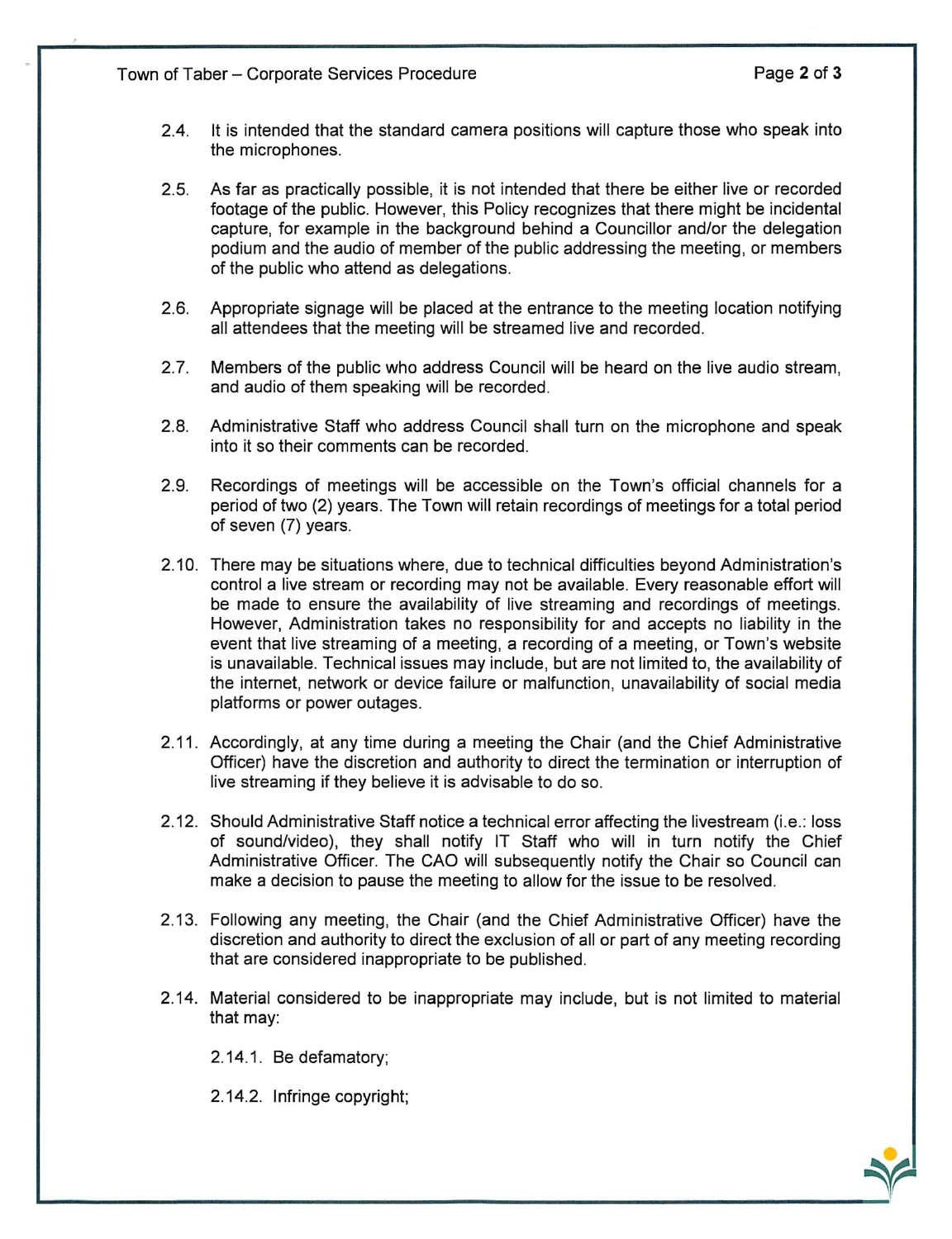2.4. It is intended that the standard camera positions will capture those who speak into the microphones.

2.5. As far as practically possible, it is not intended that there be either live or recorded footage of the public. However, this Policy recognizes that there might be incidental capture, for example in the background behind a Councillor and/or the delegation podium and the audio of member of the public addressing the meeting, or members of the public who attend as delegations.

2.6. Appropriate signage will be placed at the entrance to the meeting location notifying all attendees that the meeting will be streamed live and recorded.

2.7. Members of the public who address Council will be heard on the live audio stream, and audio of them speaking will be recorded.

2.8. Administrative Staff who address Council shall turn on the microphone and speak into it so their comments can be recorded.

2.9. Recordings of meetings will be accessible on the Town's official channels for a period of two (2) years. The Town will retain recordings of meetings for a total period of seven (7) years.

2.10. There may be situations where, due to technical difficulties beyond Administration's control a live stream or recording may not be available. Every reasonable effort will be made to ensure the availability of live streaming and recordings of meetings. However, Administration takes no responsibility for and accepts no liability in the event that live streaming of a meeting, a recording of a meeting, or Town's website is unavailable. Technical issues may include, but are not limited to, the availability of the internet, network or device failure or malfunction, unavailability of social media platforms or power outages.

2.11. Accordingly, at any time during a meeting the Chair (and the Chief Administrative Officer) have the discretion and authority to direct the termination or interruption of live streaming if they believe it is advisable to do so.

2.12. Should Administrative Staff notice a technical error affecting the livestream (i.e.: loss of sound/video), they shall notify IT Staff who will in turn notify the Chief Administrative Officer. The CAO will subsequently notify the Chair so Council can make a decision to pause the meeting to allow for the issue to be resolved.

2.13. Following any meeting, the Chair (and the Chief Administrative Officer) have the discretion and authority to direct the exclusion of all or part of any meeting recording that are considered inappropriate to be published.

2.14. Material considered to be inappropriate may include, but is not limited to material that may:

2.14.1. Be defamatory;

2.14.2. Infringe copyright;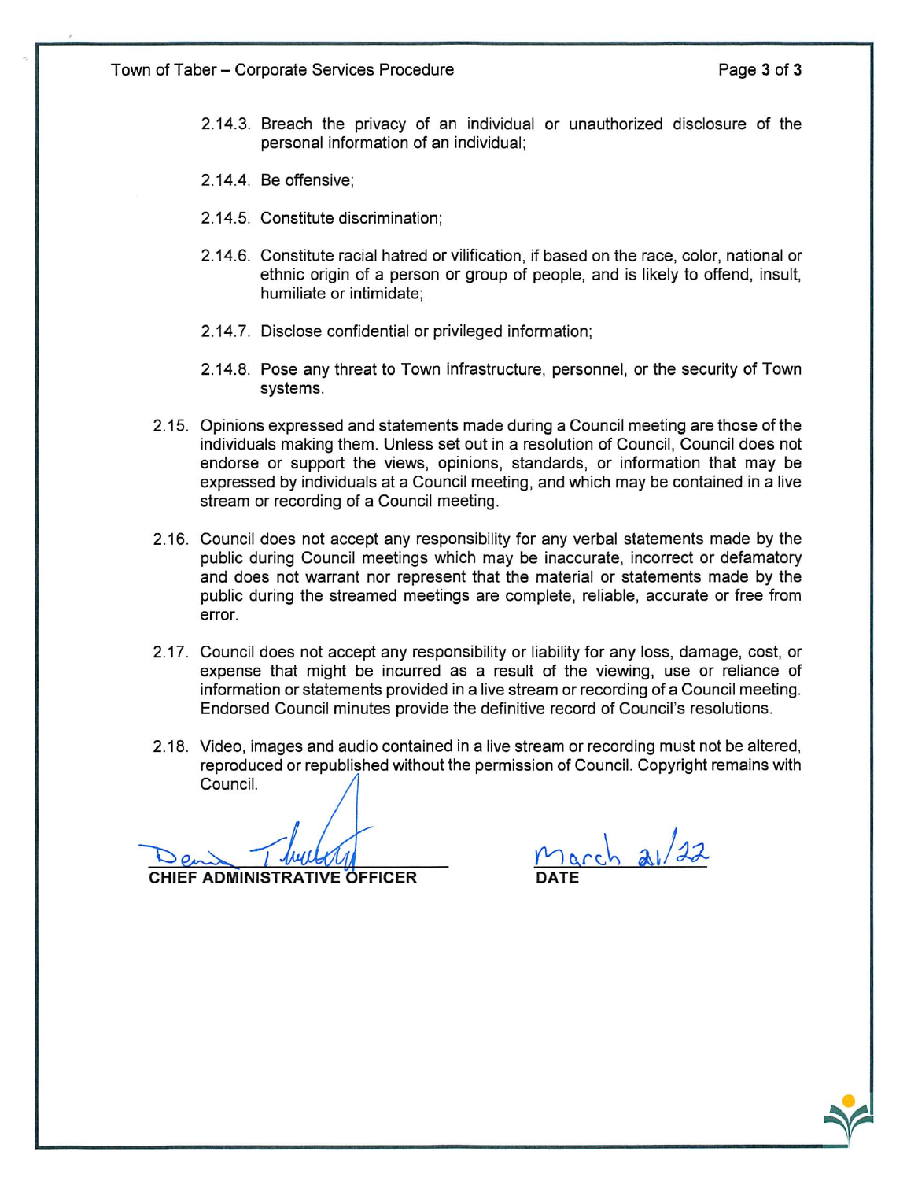2.14.3. Breach the privacy of an individual or unauthorized disclosure of the personal information of an individual;

2.14.4. Be offensive;

2.14.5. Constitute discrimination;

2.14.6. Constitute racial hatred or vilification, if based on the race, color, national or ethnic origin of a person or group of people, and is likely to offend, insult, humiliate or intimidate;

2.14.7. Disclose confidential or privileged information;

2.14.8. Pose any threat to Town infrastructure, personnel, or the security of Town systems.

2.15. Opinions expressed and statements made during a Council meeting are those of the individuals making them. Unless set out in a resolution of Council, Council does not endorse or support the views, opinions, standards, or information that may be expressed by individuals at a Council meeting, and which may be contained in a live stream or recording of a Council meeting.

2.16. Council does not accept any responsibility for any verbal statements made by the public during Council meetings which may be inaccurate, incorrect or defamatory and does not warrant nor represent that the material or statements made by the public during the streamed meetings are complete, reliable, accurate or free from error.

2.17. Council does not accept any responsibility or liability for any loss, damage, cost, or expense that might be incurred as a result of the viewing, use or reliance of information or statements provided in a live stream or recording of a Council meeting. Endorsed Council minutes provide the definitive record of Council's resolutions.

2.18. Video, images and audio contained in a live stream or recording must not be altered, reproduced or republished without the permission of Council. Copyright remains with Council.

**CHIEF ADMINISTRATIVE OFFICER**

March 21/22
**DATE**